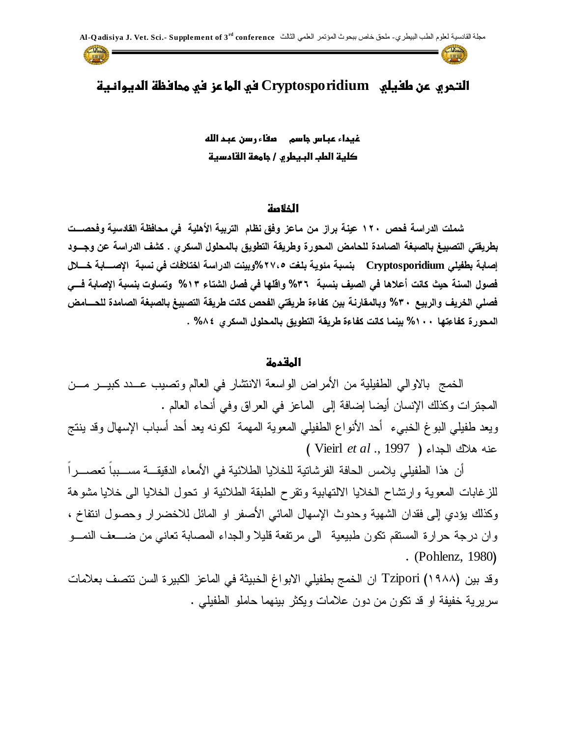# التحري عن طفيلي Cryptosporidium في الماعز في محافظة الديوانية

**غيداء عباس جاسم    صفاء رسن عبد الله**

**كلية الطب البيطري / جامعة القادسية**

## الخلاصة

**شملت الدراسة فحص ١٢٠ عينة براز من ماعز وفق نظام التربية الأهلية في محافظة القادسية وفحصت بطريقتي التصبيغ بالصبغة الصامدة للحامض المحورة وطريقة التطويق بالمحلول السكري . كشف الدراسة عن وجود إصابة بطفيلي Cryptosporidium بنسبة مئوية بلغت ٢٧،٥%وبينت الدراسة اختلافات في نسبة الإصابة خلال فصول السنة حيث كانت أعلاها في الصيف بنسبة ٣٦% واقلها في فصل الشتاء ١٣% وتساوت بنسبة الإصابة في فصلي الخريف والربيع ٣٠% وبالمقارنة بين كفاءة طريقتي الفحص كانت طريقة التصبيغ بالصبغة الصامدة للحامض المحورة كفاءتها ١٠٠% بينما كانت كفاءة طريقة التطويق بالمحلول السكري ٨٤% .**

## المقدمة

الخمج بالاوالي الطفيلية من الأمراض الواسعة الانتشار في العالم وتصيب عدد كبير من المجترات وكذلك الإنسان أيضا إضافة إلى الماعز في العراق وفي أنحاء العالم .

ويعد طفيلي البوغ الخبيء أحد الأنواع الطفيلي المعوية المهمة لكونه يعد أحد أسباب الإسهال وقد ينتج عنه هلاك الجداء ( Vieirl *et al* ., 1997 )

أن هذا الطفيلي يلامس الحافة الفرشاتية للخلايا الطلائية في الأمعاء الدقيقة مسبباً تعصراً للزغابات المعوية وارتشاح الخلايا الالتهابية وتقرح الطبقة الطلائية او تحول الخلايا الى خلايا مشوهة وكذلك يؤدي إلى فقدان الشهية وحدوث الإسهال المائي الأصفر او المائل للاخضرار وحصول انتفاخ ، وان درجة حرارة المستقم تكون طبيعية الى مرتفعة قليلا والجداء المصابة تعاني من ضعف النمو . (Pohlenz, 1980)

وقد بين Tzipori (١٩٨٨) ان الخمج بطفيلي الابواغ الخبيثة في الماعز الكبيرة السن تتصف بعلامات سريرية خفيفة او قد تكون من دون علامات ويكثر بينهما حاملو الطفيلي .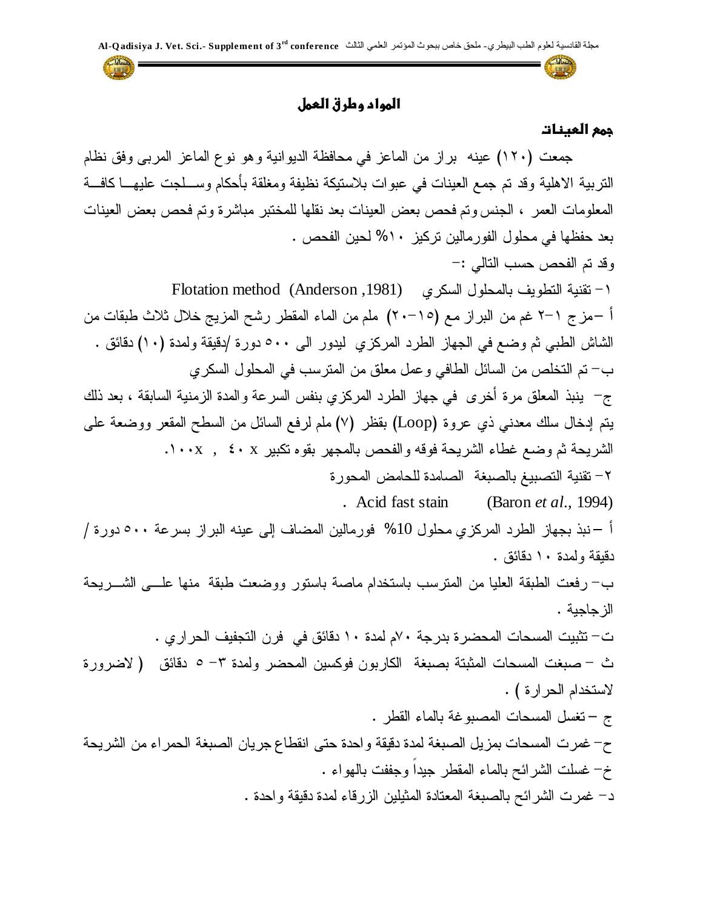## المواد وطرق العمل

### جمع العينات

جمعت (١٢٠) عينه براز من الماعز في محافظة الديوانية وهو نوع الماعز المربى وفق نظام التربية الاهلية وقد تم جمع العينات في عبوات بلاستيكية نظيفة ومغلقة بأحكام وسـجلت عليها كافـة المعلومات العمر ، الجنس وتم فحص بعض العينات بعد نقلها للمختبر مباشرة وتم فحص بعض العينات بعد حفظها في محلول الفورمالين تركيز ١٠% لحين الفحص .

وقد تم الفحص حسب التالي :-

١- تقنية التطويف بالمحلول السكري (Anderson ,1981) Flotation method

أ -مزج ١-٢ غم من البراز مع (١٥-٢٠) ملم من الماء المقطر رشح المزيج خلال ثلاث طبقات من الشاش الطبي ثم وضع في الجهاز الطرد المركزي ليدور الى ٥٠٠ دورة /دقيقة ولمدة (١٠) دقائق .

ب- تم التخلص من السائل الطافي وعمل معلق من المترسب في المحلول السكري

ج- ينبذ المعلق مرة أخرى في جهاز الطرد المركزي بنفس السرعة والمدة الزمنية السابقة ، بعد ذلك يتم إدخال سلك معدني ذي عروة (Loop) بقطر (٧) ملم لرفع السائل من السطح المقعر ووضعة على الشريحة ثم وضع غطاء الشريحة فوقه والفحص بالمجهر بقوه تكبير ٤٠ x , ١٠٠x.

٢- تقنية التصبيغ بالصبغة الصامدة للحامض المحورة

. Acid fast stain (Baron *et al.*, 1994)

أ -نبذ بجهاز الطرد المركزي محلول 10% فورمالين المضاف إلى عينه البراز بسرعة ٥٠٠ دورة / دقيقة ولمدة ١٠ دقائق .

ب- رفعت الطبقة العليا من المترسب باستخدام ماصة باستور ووضعت طبقة منها علـى الشـريحة الزجاجية .

ت- تثبيت المسحات المحضرة بدرجة ٧٠م لمدة ١٠ دقائق في فرن التجفيف الحراري .

ث - صبغت المسحات المثبتة بصبغة الكاربون فوكسين المحضر ولمدة ٣- ٥ دقائق ( لاضرورة لاستخدام الحرارة ) .

ج - تغسل المسحات المصبوغة بالماء القطر .

ح- غمرت المسحات بمزيل الصبغة لمدة دقيقة واحدة حتى انقطاع جريان الصبغة الحمراء من الشريحة

خ- غسلت الشرائح بالماء المقطر جيداً وجففت بالهواء .

د- غمرت الشرائح بالصبغة المعتادة المثيلين الزرقاء لمدة دقيقة واحدة .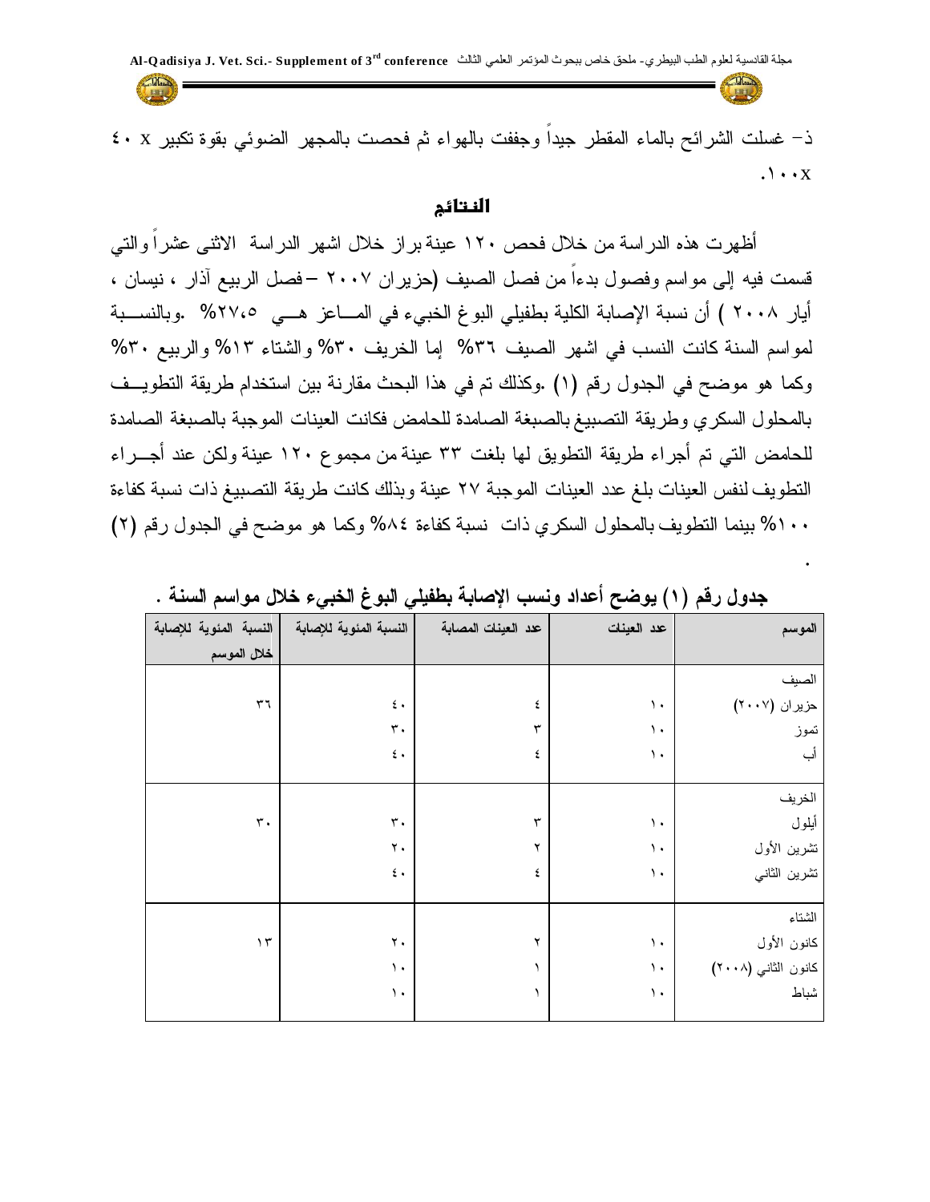ذ- غسلت الشرائح بالماء المقطر جيداً وجففت بالهواء ثم فحصت بالمجهر الضوئي بقوة تكبير ٤٠ x ١٠٠x.

## النتائج

أظهرت هذه الدراسة من خلال فحص ١٢٠ عينة براز خلال اشهر الدراسة الاثنى عشراً والتي قسمت فيه إلى مواسم وفصول بدءاً من فصل الصيف (حزيران ٢٠٠٧ – فصل الربيع آذار ، نيسان ، أيار ٢٠٠٨ ) أن نسبة الإصابة الكلية بطفيلي البوغ الخبيء في الماعز هي ٢٧،٥% .وبالنسبة لمواسم السنة كانت النسب في اشهر الصيف ٣٦% إما الخريف ٣٠% والشتاء ١٣% والربيع ٣٠% وكما هو موضح في الجدول رقم (١) .وكذلك تم في هذا البحث مقارنة بين استخدام طريقة التطويف بالمحلول السكري وطريقة التصبيغ بالصبغة الصامدة للحامض فكانت العينات الموجبة بالصبغة الصامدة للحامض التي تم أجراء طريقة التطويق لها بلغت ٣٣ عينة من مجموع ١٢٠ عينة ولكن عند أجراء التطويف لنفس العينات بلغ عدد العينات الموجبة ٢٧ عينة وبذلك كانت طريقة التصبيغ ذات نسبة كفاءة ١٠٠% بينما التطويف بالمحلول السكري ذات نسبة كفاءة ٨٤% وكما هو موضح في الجدول رقم (٢) .

**جدول رقم (١) يوضح أعداد ونسب الإصابة بطفيلي البوغ الخبيء خلال مواسم السنة .**

| الموسم | عدد العينات | عدد العينات المصابة | النسبة المئوية للإصابة | النسبة المئوية للإصابة خلال الموسم |
|---|---|---|---|---|
| الصيف | | | | |
| حزيران (٢٠٠٧) | ١٠ | ٤ | ٤٠ | ٣٦ |
| تموز | ١٠ | ٣ | ٣٠ | |
| أب | ١٠ | ٤ | ٤٠ | |
| الخريف | | | | |
| أيلول | ١٠ | ٣ | ٣٠ | ٣٠ |
| تشرين الأول | ١٠ | ٢ | ٢٠ | |
| تشرين الثاني | ١٠ | ٤ | ٤٠ | |
| الشتاء | | | | |
| كانون الأول | ١٠ | ٢ | ٢٠ | ١٣ |
| كانون الثاني (٢٠٠٨) | ١٠ | ١ | ١٠ | |
| شباط | ١٠ | ١ | ١٠ | |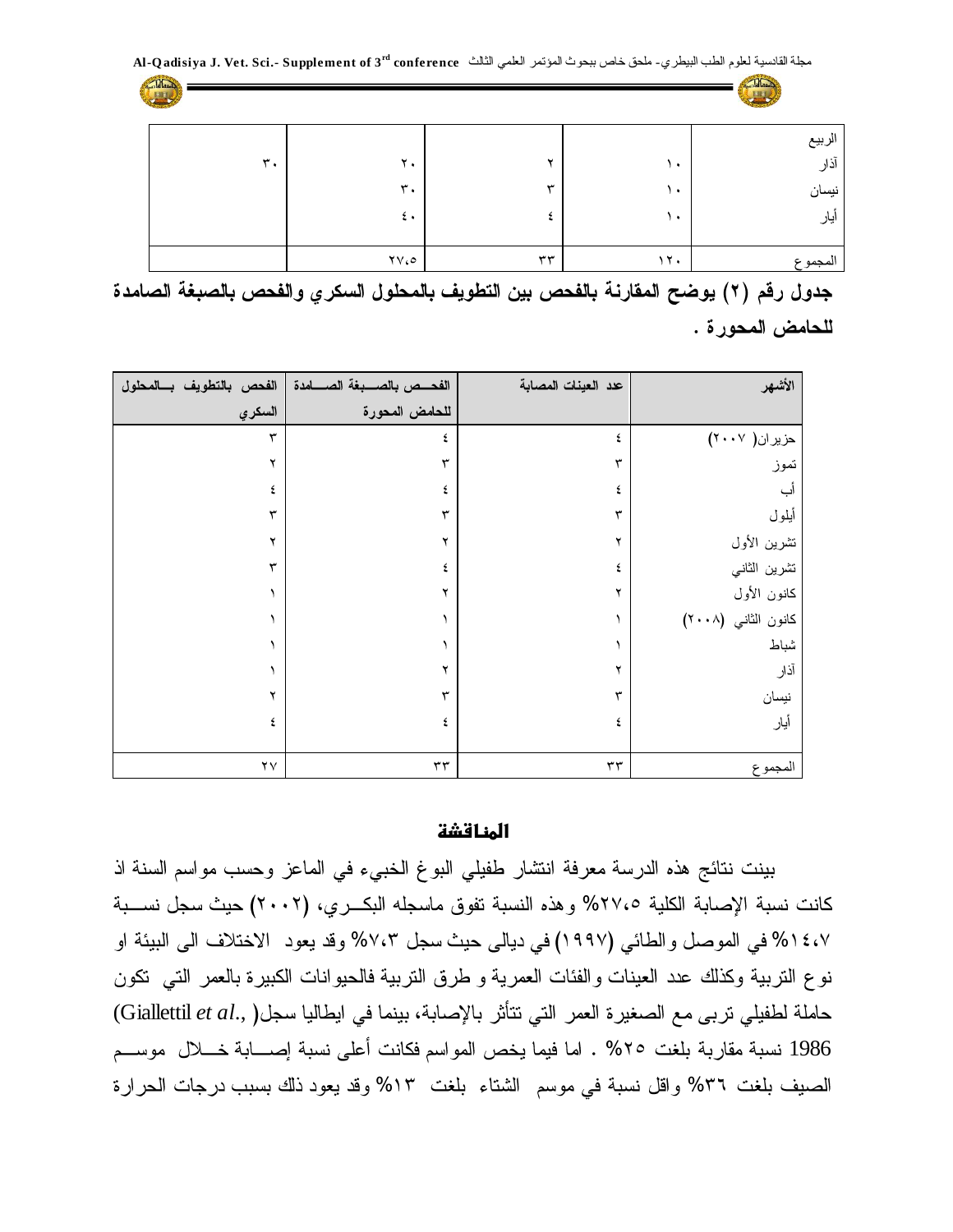| | | | | |
|---|---|---|---|---|
| الربيع | | | | |
| آذار | ١٠ | ٢ | ٢٠ | ٣٠ |
| نيسان | ١٠ | ٣ | ٣٠ | |
| أيار | ١٠ | ٤ | ٤٠ | |
| المجموع | ١٢٠ | ٣٣ | ٢٧،٥ | |

**جدول رقم (٢) يوضح المقارنة بالفحص بين التطويف بالمحلول السكري والفحص بالصبغة الصامدة للحامض المحورة .**

| الأشهر | عدد العينات المصابة | الفحص بالصبغة الصامدة للحامض المحورة | الفحص بالتطويف بالمحلول السكري |
|---|---|---|---|
| حزيران( ٢٠٠٧) | ٤ | ٤ | ٣ |
| تموز | ٣ | ٣ | ٢ |
| أب | ٤ | ٤ | ٤ |
| أيلول | ٣ | ٣ | ٣ |
| تشرين الأول | ٢ | ٢ | ٢ |
| تشرين الثاني | ٤ | ٤ | ٣ |
| كانون الأول | ٢ | ٢ | ١ |
| كانون الثاني (٢٠٠٨) | ١ | ١ | ١ |
| شباط | ١ | ١ | ١ |
| آذار | ٢ | ٢ | ١ |
| نيسان | ٣ | ٣ | ٢ |
| أيار | ٤ | ٤ | ٤ |
| المجموع | ٣٣ | ٣٣ | ٢٧ |

## المناقشة

بينت نتائج هذه الدرسة معرفة انتشار طفيلي البوغ الخبيء في الماعز وحسب مواسم السنة اذ كانت نسبة الإصابة الكلية ٢٧،٥% وهذه النسبة تفوق ماسجله البكري، (٢٠٠٢) حيث سجل نسبة ١٤،٧% في الموصل والطائي (١٩٩٧) في ديالى حيث سجل ٧،٣% وقد يعود الاختلاف الى البيئة او نوع التربية وكذلك عدد العينات والفئات العمرية و طرق التربية فالحيوانات الكبيرة بالعمر التي تكون حاملة لطفيلي تربى مع الصغيرة العمر التي تتأثر بالإصابة، بينما في ايطاليا سجل(Giallettil *et al.*, 1986) نسبة مقاربة بلغت ٢٥% . اما فيما يخص المواسم فكانت أعلى نسبة إصابة خلال موسم الصيف بلغت ٣٦% واقل نسبة في موسم الشتاء بلغت ١٣% وقد يعود ذلك بسبب درجات الحرارة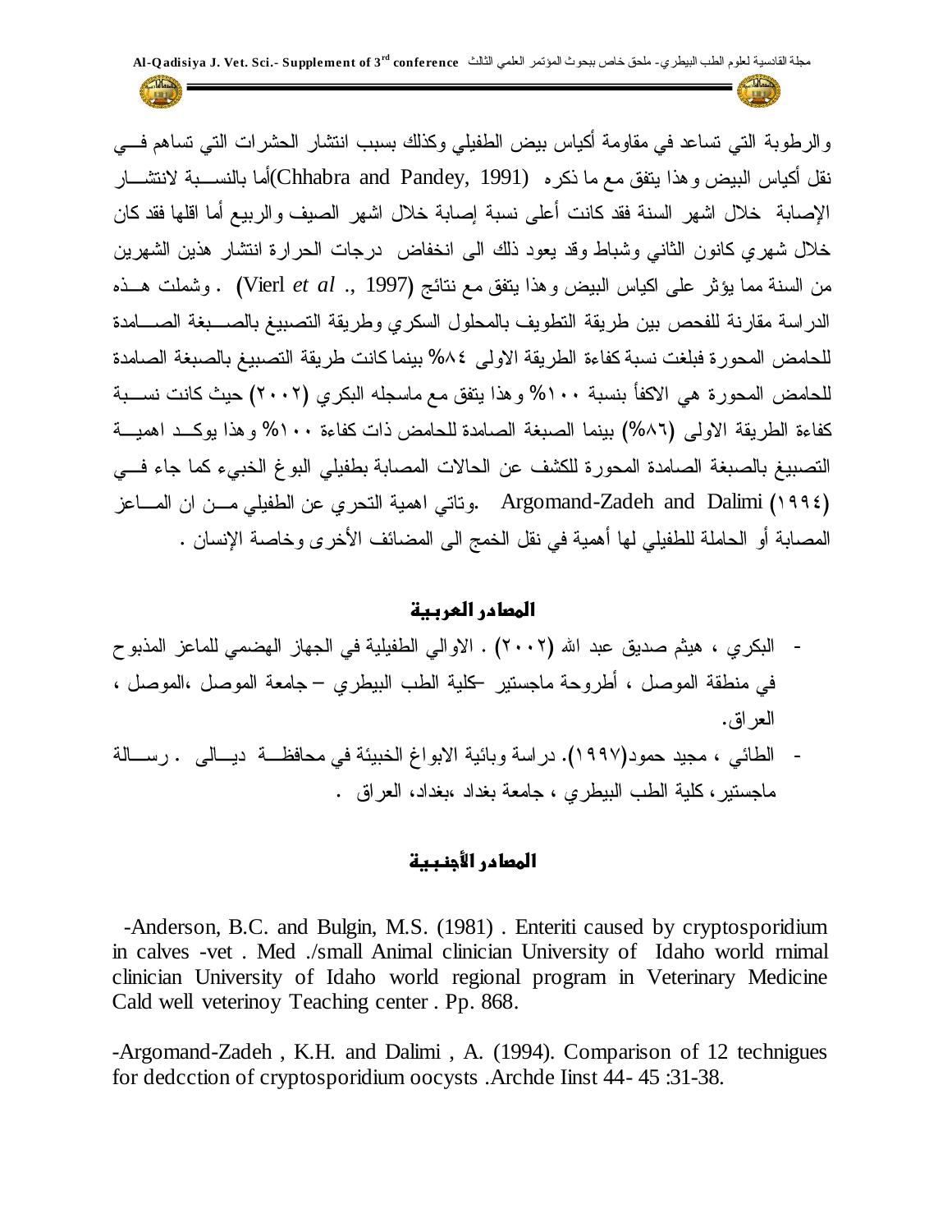والرطوبة التي تساعد في مقاومة أكياس بيض الطفيلي وكذلك بسبب انتشار الحشرات التي تساهم في نقل أكياس البيض وهذا يتفق مع ما ذكره (Chhabra and Pandey, 1991)أما بالنسبة لانتشار الإصابة خلال اشهر السنة فقد كانت أعلى نسبة إصابة خلال اشهر الصيف والربيع أما اقلها فقد كان خلال شهري كانون الثاني وشباط وقد يعود ذلك الى انخفاض درجات الحرارة انتشار هذين الشهرين من السنة مما يؤثر على اكياس البيض وهذا يتفق مع نتائج (Vierl *et al* ., 1997) . وشملت هذه الدراسة مقارنة للفحص بين طريقة التطويف بالمحلول السكري وطريقة التصبيغ بالصبغة الصامدة للحامض المحورة فبلغت نسبة كفاءة الطريقة الاولى ٨٤% بينما كانت طريقة التصبيغ بالصبغة الصامدة للحامض المحورة هي الاكفأ بنسبة ١٠٠% وهذا يتفق مع ماسجله البكري (٢٠٠٢) حيث كانت نسبة كفاءة الطريقة الاولى (٨٦%) بينما الصبغة الصامدة للحامض ذات كفاءة ١٠٠% وهذا يوكد اهمية التصبيغ بالصبغة الصامدة المحورة للكشف عن الحالات المصابة بطفيلي البوغ الخبيء كما جاء في Argomand-Zadeh and Dalimi (١٩٩٤) .وتاتي اهمية التحري عن الطفيلي من ان الماعز المصابة أو الحاملة للطفيلي لها أهمية في نقل الخمج الى المضائف الأخرى وخاصة الإنسان .

## المصادر العربية

- البكري ، هيثم صديق عبد الله (٢٠٠٢) . الاوالي الطفيلية في الجهاز الهضمي للماعز المذبوح في منطقة الموصل ، أطروحة ماجستير –كلية الطب البيطري – جامعة الموصل ،الموصل ، العراق.
- الطائي ، مجيد حمود(١٩٩٧). دراسة وبائية الابواغ الخبيئة في محافظة ديالى . رسالة ماجستير، كلية الطب البيطري ، جامعة بغداد ،بغداد، العراق .

## المصادر الأجنبية

-Anderson, B.C. and Bulgin, M.S. (1981) . Enteriti caused by cryptosporidium in calves -vet . Med ./small Animal clinician University of Idaho world rnimal clinician University of Idaho world regional program in Veterinary Medicine Cald well veterinoy Teaching center . Pp. 868.

-Argomand-Zadeh , K.H. and Dalimi , A. (1994). Comparison of 12 technigues for dedcction of cryptosporidium oocysts .Archde Iinst 44- 45 :31-38.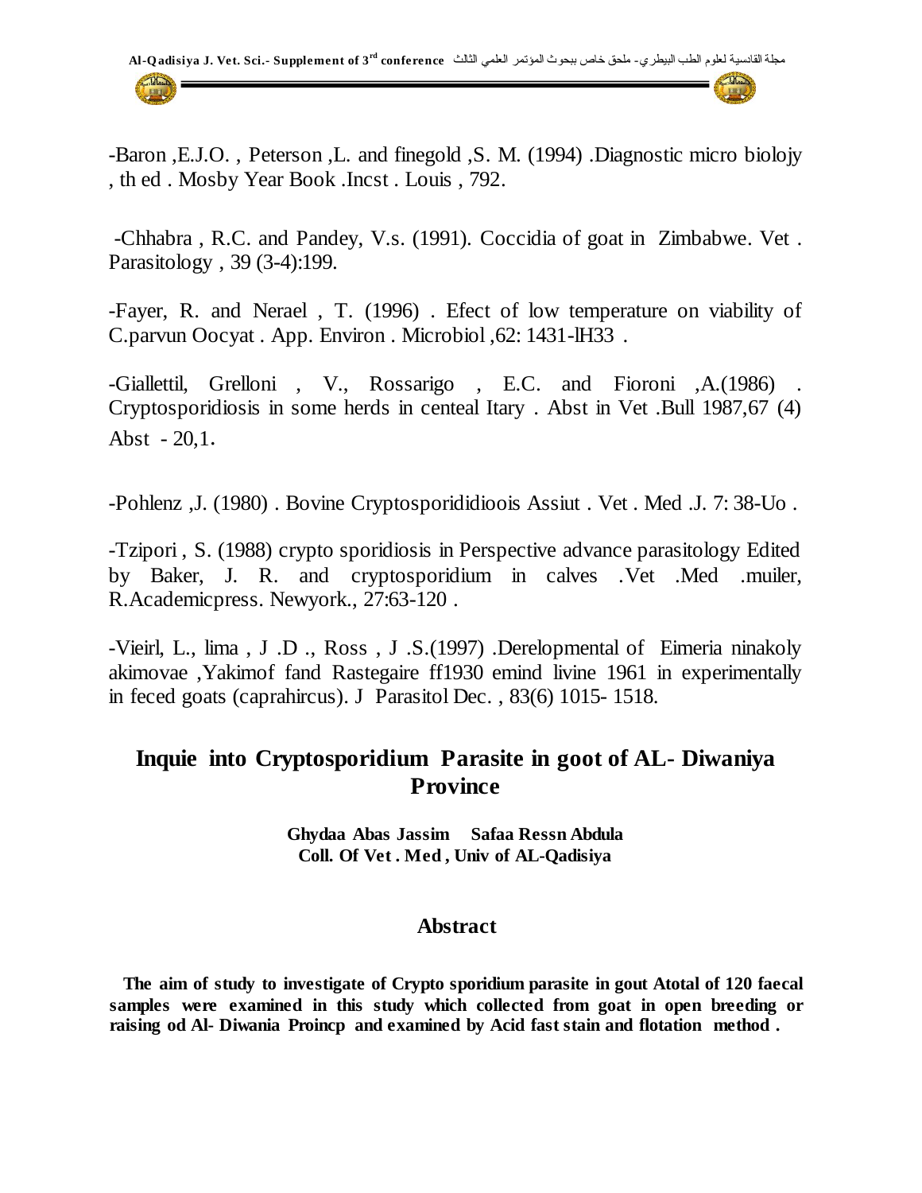-Baron ,E.J.O. , Peterson ,L. and finegold ,S. M. (1994) .Diagnostic micro biolojy , th ed . Mosby Year Book .Incst . Louis , 792.

-Chhabra , R.C. and Pandey, V.s. (1991). Coccidia of goat in Zimbabwe. Vet . Parasitology , 39 (3-4):199.

-Fayer, R. and Nerael , T. (1996) . Efect of low temperature on viability of C.parvun Oocyat . App. Environ . Microbiol ,62: 1431-lH33 .

-Giallettil, Grelloni , V., Rossarigo , E.C. and Fioroni ,A.(1986) . Cryptosporidiosis in some herds in centeal Itary . Abst in Vet .Bull 1987,67 (4) Abst - 20,1.

-Pohlenz ,J. (1980) . Bovine Cryptosporididioois Assiut . Vet . Med .J. 7: 38-Uo .

-Tzipori , S. (1988) crypto sporidiosis in Perspective advance parasitology Edited by Baker, J. R. and cryptosporidium in calves .Vet .Med .muiler, R.Academicpress. Newyork., 27:63-120 .

-Vieirl, L., lima , J .D ., Ross , J .S.(1997) .Derelopmental of Eimeria ninakoly akimovae ,Yakimof fand Rastegaire ff1930 emind livine 1961 in experimentally in feced goats (caprahircus). J Parasitol Dec. , 83(6) 1015- 1518.

# Inquie into Cryptosporidium Parasite in goot of AL- Diwaniya Province

**Ghydaa Abas Jassim Safaa Ressn Abdula**
**Coll. Of Vet . Med , Univ of AL-Qadisiya**

## Abstract

**The aim of study to investigate of Crypto sporidium parasite in gout Atotal of 120 faecal samples were examined in this study which collected from goat in open breeding or raising od Al- Diwania Proincp and examined by Acid fast stain and flotation method .**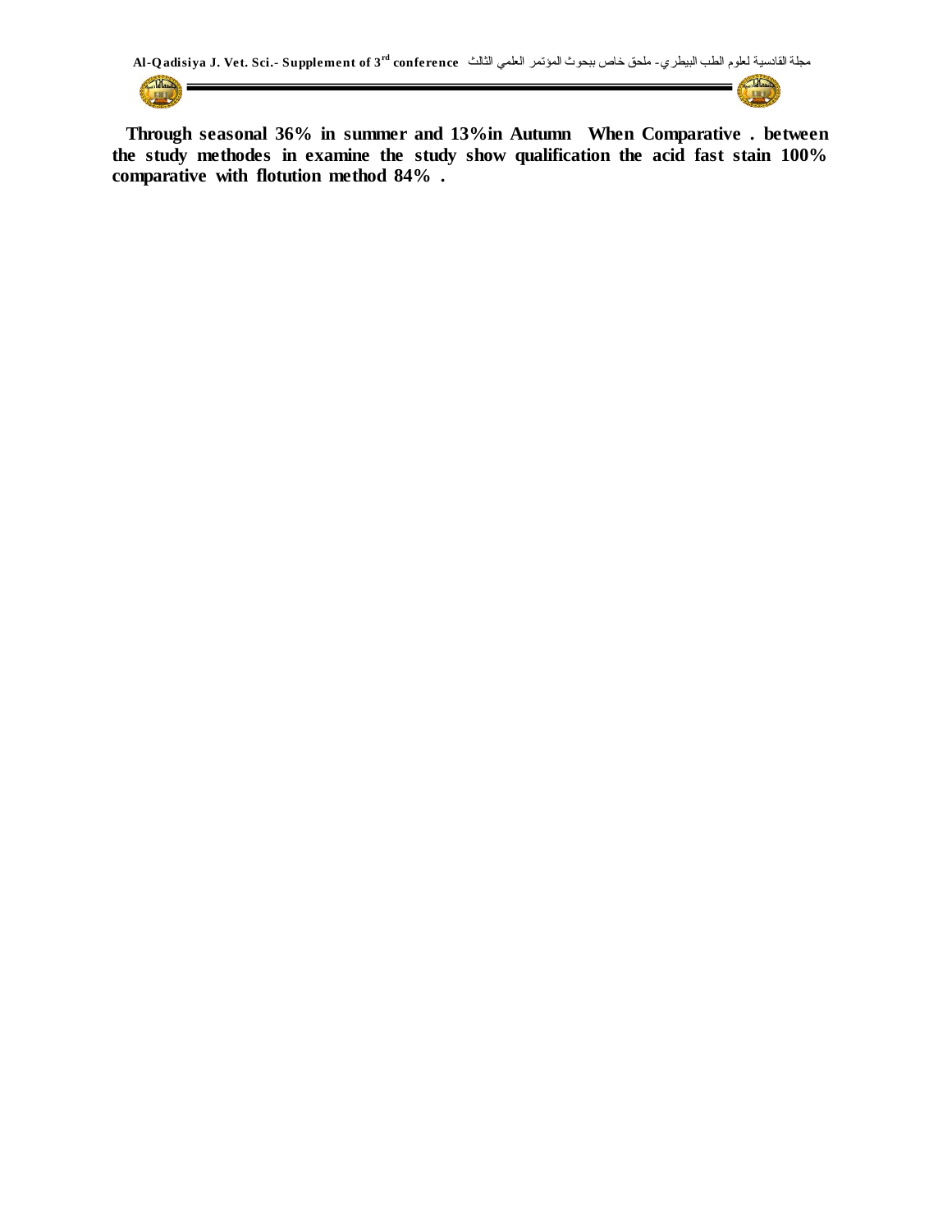**Through seasonal 36% in summer and 13%in Autumn When Comparative . between the study methodes in examine the study show qualification the acid fast stain 100% comparative with flotution method 84% .**